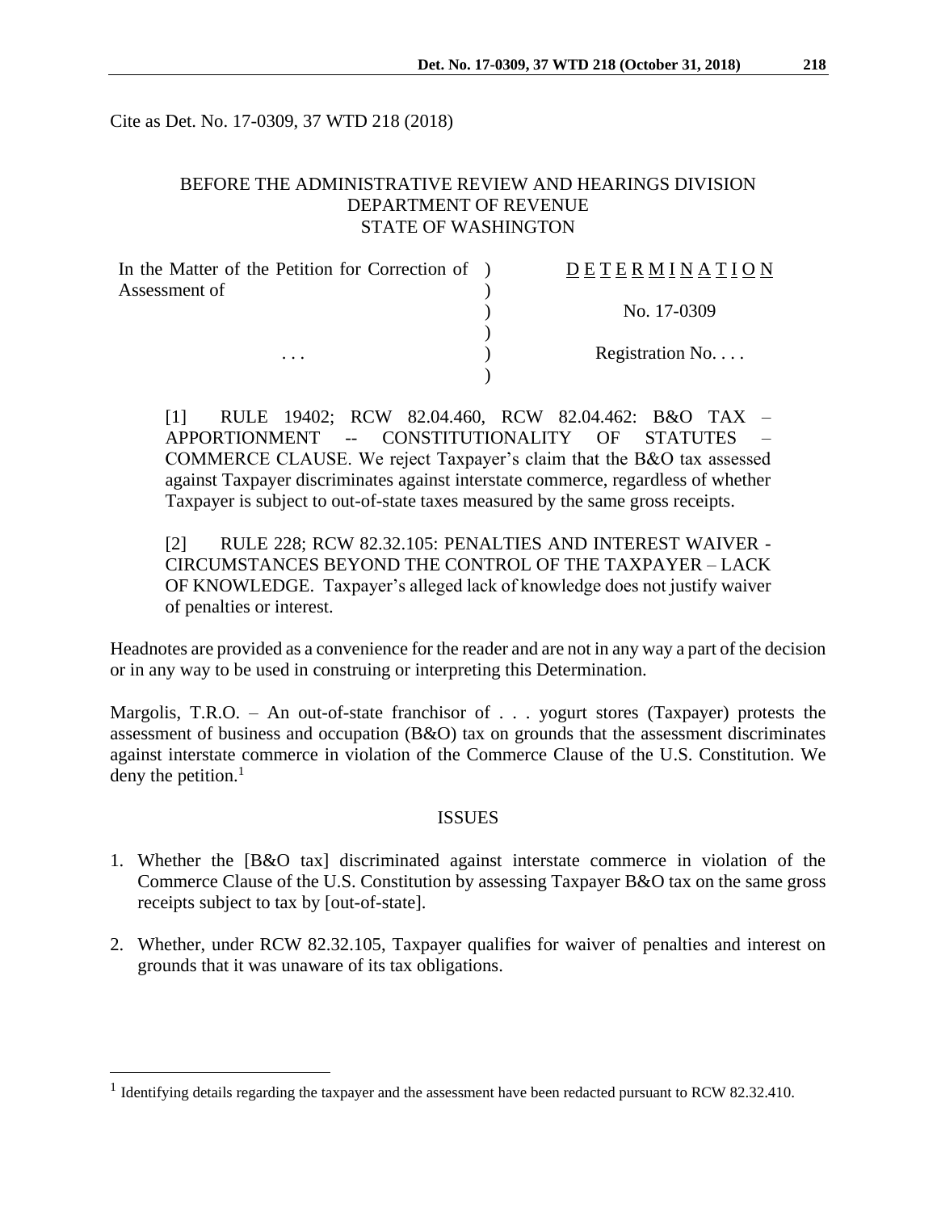Cite as Det. No. 17-0309, 37 WTD 218 (2018)

BEFORE THE ADMINISTRATIVE REVIEW AND HEARINGS DIVISION
DEPARTMENT OF REVENUE
STATE OF WASHINGTON

| In the Matter of the Petition for Correction of Assessment of | ) | D E T E R M I N A T I O N |
|---|---|---|
| | ) | No. 17-0309 |
| . . . | ) | Registration No. . . . |

[1] RULE 19402; RCW 82.04.460, RCW 82.04.462: B&O TAX – APPORTIONMENT -- CONSTITUTIONALITY OF STATUTES – COMMERCE CLAUSE. We reject Taxpayer's claim that the B&O tax assessed against Taxpayer discriminates against interstate commerce, regardless of whether Taxpayer is subject to out-of-state taxes measured by the same gross receipts.

[2] RULE 228; RCW 82.32.105: PENALTIES AND INTEREST WAIVER - CIRCUMSTANCES BEYOND THE CONTROL OF THE TAXPAYER – LACK OF KNOWLEDGE. Taxpayer's alleged lack of knowledge does not justify waiver of penalties or interest.

Headnotes are provided as a convenience for the reader and are not in any way a part of the decision or in any way to be used in construing or interpreting this Determination.

Margolis, T.R.O. – An out-of-state franchisor of . . . yogurt stores (Taxpayer) protests the assessment of business and occupation (B&O) tax on grounds that the assessment discriminates against interstate commerce in violation of the Commerce Clause of the U.S. Constitution. We deny the petition.[1]

## ISSUES

1. Whether the [B&O tax] discriminated against interstate commerce in violation of the Commerce Clause of the U.S. Constitution by assessing Taxpayer B&O tax on the same gross receipts subject to tax by [out-of-state].

2. Whether, under RCW 82.32.105, Taxpayer qualifies for waiver of penalties and interest on grounds that it was unaware of its tax obligations.

[1] Identifying details regarding the taxpayer and the assessment have been redacted pursuant to RCW 82.32.410.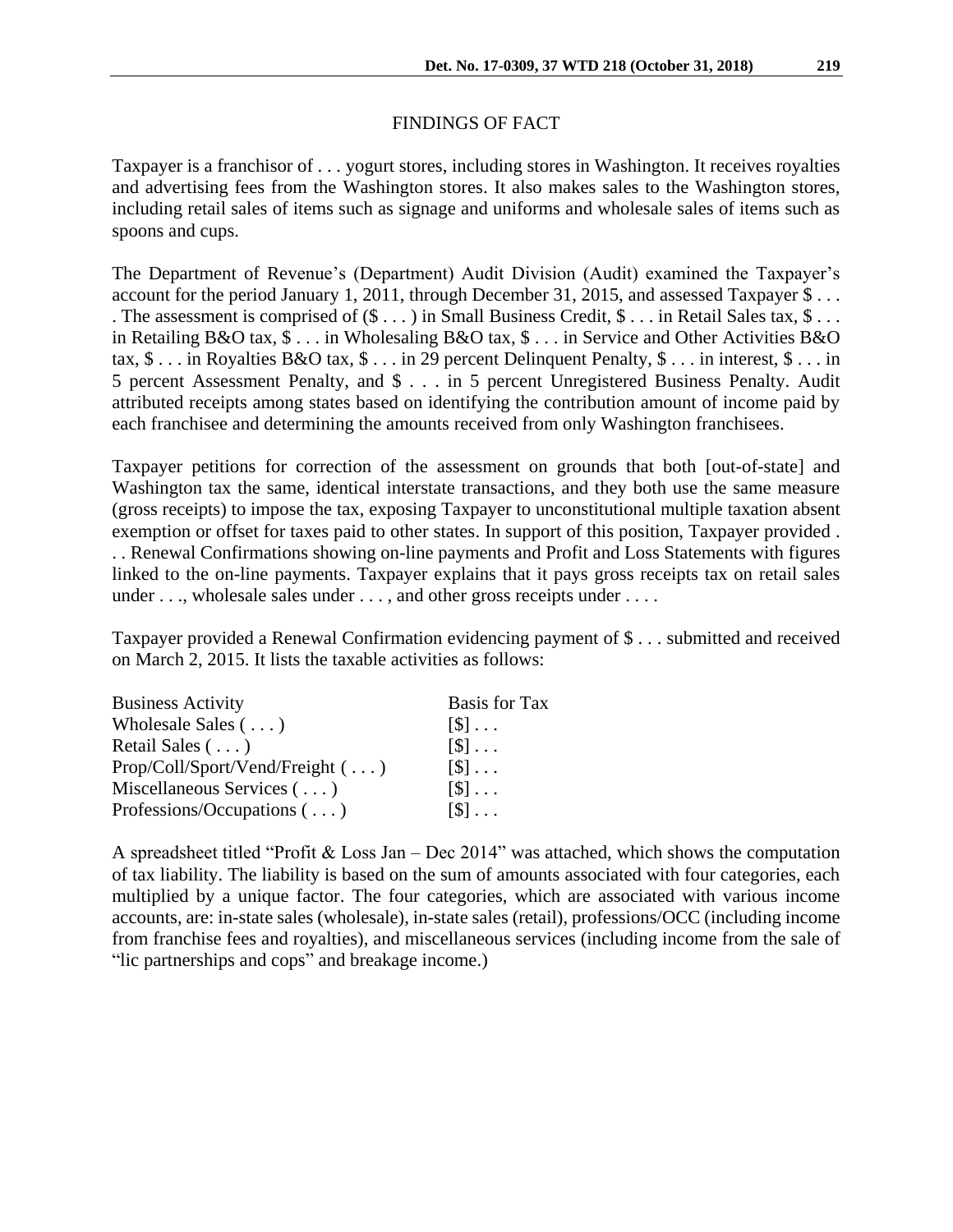## FINDINGS OF FACT

Taxpayer is a franchisor of . . . yogurt stores, including stores in Washington. It receives royalties and advertising fees from the Washington stores. It also makes sales to the Washington stores, including retail sales of items such as signage and uniforms and wholesale sales of items such as spoons and cups.

The Department of Revenue's (Department) Audit Division (Audit) examined the Taxpayer's account for the period January 1, 2011, through December 31, 2015, and assessed Taxpayer $ . . . . The assessment is comprised of ($ . . . ) in Small Business Credit, $ . . . in Retail Sales tax, $ . . . in Retailing B&O tax, $ . . . in Wholesaling B&O tax, $ . . . in Service and Other Activities B&O tax, $ . . . in Royalties B&O tax, $ . . . in 29 percent Delinquent Penalty, $ . . . in interest, $ . . . in 5 percent Assessment Penalty, and $ . . . in 5 percent Unregistered Business Penalty. Audit attributed receipts among states based on identifying the contribution amount of income paid by each franchisee and determining the amounts received from only Washington franchisees.

Taxpayer petitions for correction of the assessment on grounds that both [out-of-state] and Washington tax the same, identical interstate transactions, and they both use the same measure (gross receipts) to impose the tax, exposing Taxpayer to unconstitutional multiple taxation absent exemption or offset for taxes paid to other states. In support of this position, Taxpayer provided . . . Renewal Confirmations showing on-line payments and Profit and Loss Statements with figures linked to the on-line payments. Taxpayer explains that it pays gross receipts tax on retail sales under . . ., wholesale sales under . . . , and other gross receipts under . . . .

Taxpayer provided a Renewal Confirmation evidencing payment of $ . . . submitted and received on March 2, 2015. It lists the taxable activities as follows:

| Business Activity | Basis for Tax |
|---|---|
| Wholesale Sales ( . . . ) | [$] . . . |
| Retail Sales ( . . . ) | [$] . . . |
| Prop/Coll/Sport/Vend/Freight ( . . . ) | [$] . . . |
| Miscellaneous Services ( . . . ) | [$] . . . |
| Professions/Occupations ( . . . ) | [$] . . . |

A spreadsheet titled "Profit & Loss Jan – Dec 2014" was attached, which shows the computation of tax liability. The liability is based on the sum of amounts associated with four categories, each multiplied by a unique factor. The four categories, which are associated with various income accounts, are: in-state sales (wholesale), in-state sales (retail), professions/OCC (including income from franchise fees and royalties), and miscellaneous services (including income from the sale of "lic partnerships and cops" and breakage income.)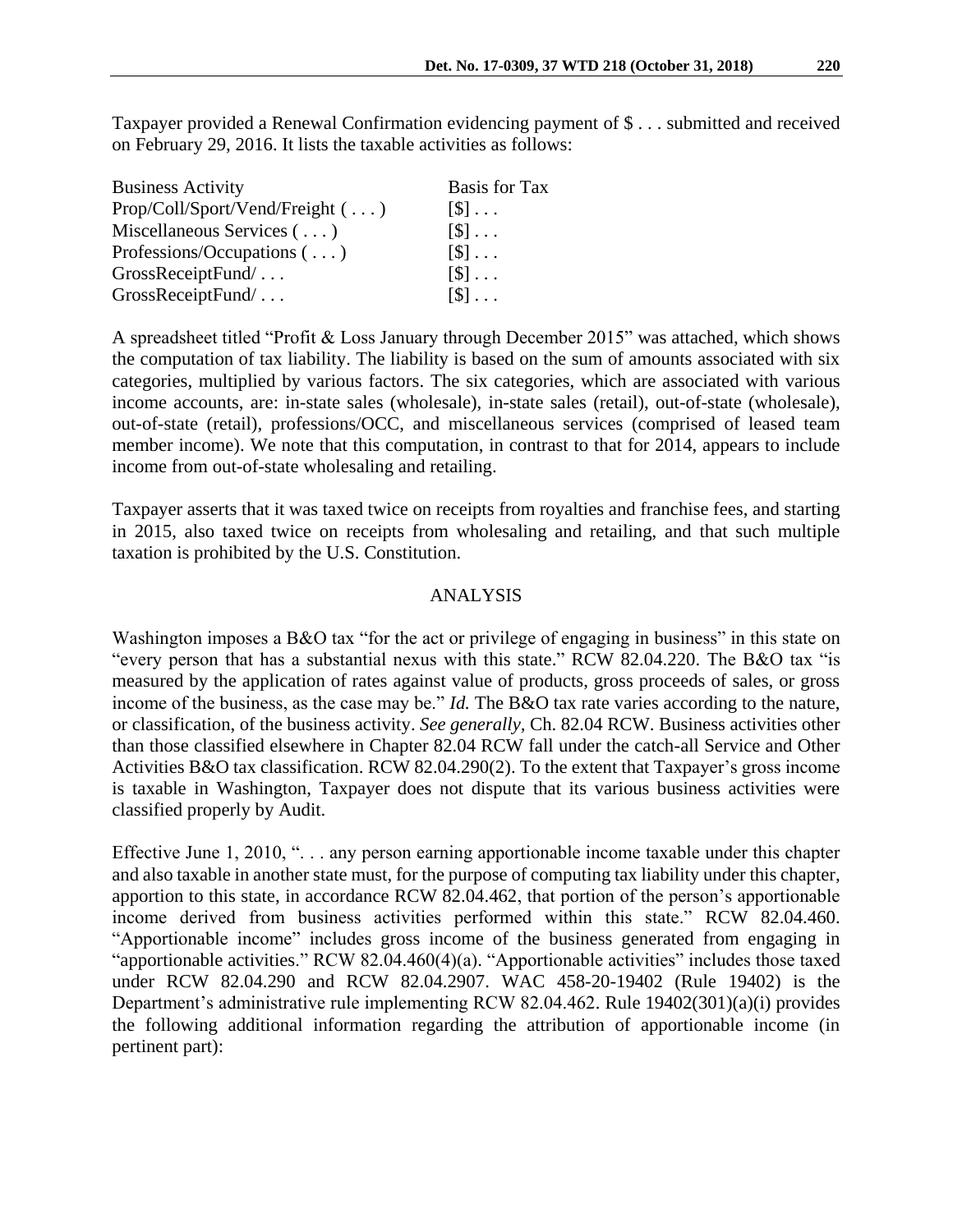Taxpayer provided a Renewal Confirmation evidencing payment of $ . . . submitted and received on February 29, 2016. It lists the taxable activities as follows:

| Business Activity | Basis for Tax |
|---|---|
| Prop/Coll/Sport/Vend/Freight ( . . . ) | [$] . . . |
| Miscellaneous Services ( . . . ) | [$] . . . |
| Professions/Occupations ( . . . ) | [$] . . . |
| GrossReceiptFund/ . . . | [$] . . . |
| GrossReceiptFund/ . . . | [$] . . . |

A spreadsheet titled "Profit & Loss January through December 2015" was attached, which shows the computation of tax liability. The liability is based on the sum of amounts associated with six categories, multiplied by various factors. The six categories, which are associated with various income accounts, are: in-state sales (wholesale), in-state sales (retail), out-of-state (wholesale), out-of-state (retail), professions/OCC, and miscellaneous services (comprised of leased team member income). We note that this computation, in contrast to that for 2014, appears to include income from out-of-state wholesaling and retailing.

Taxpayer asserts that it was taxed twice on receipts from royalties and franchise fees, and starting in 2015, also taxed twice on receipts from wholesaling and retailing, and that such multiple taxation is prohibited by the U.S. Constitution.

## ANALYSIS

Washington imposes a B&O tax "for the act or privilege of engaging in business" in this state on "every person that has a substantial nexus with this state." RCW 82.04.220. The B&O tax "is measured by the application of rates against value of products, gross proceeds of sales, or gross income of the business, as the case may be." *Id.* The B&O tax rate varies according to the nature, or classification, of the business activity. *See generally*, Ch. 82.04 RCW. Business activities other than those classified elsewhere in Chapter 82.04 RCW fall under the catch-all Service and Other Activities B&O tax classification. RCW 82.04.290(2). To the extent that Taxpayer's gross income is taxable in Washington, Taxpayer does not dispute that its various business activities were classified properly by Audit.

Effective June 1, 2010, ". . . any person earning apportionable income taxable under this chapter and also taxable in another state must, for the purpose of computing tax liability under this chapter, apportion to this state, in accordance RCW 82.04.462, that portion of the person's apportionable income derived from business activities performed within this state." RCW 82.04.460. "Apportionable income" includes gross income of the business generated from engaging in "apportionable activities." RCW 82.04.460(4)(a). "Apportionable activities" includes those taxed under RCW 82.04.290 and RCW 82.04.2907. WAC 458-20-19402 (Rule 19402) is the Department's administrative rule implementing RCW 82.04.462. Rule 19402(301)(a)(i) provides the following additional information regarding the attribution of apportionable income (in pertinent part):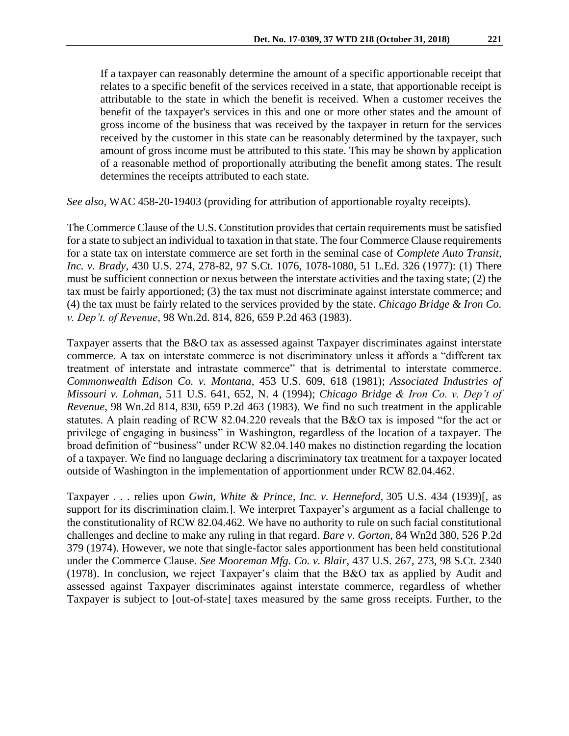> If a taxpayer can reasonably determine the amount of a specific apportionable receipt that relates to a specific benefit of the services received in a state, that apportionable receipt is attributable to the state in which the benefit is received. When a customer receives the benefit of the taxpayer's services in this and one or more other states and the amount of gross income of the business that was received by the taxpayer in return for the services received by the customer in this state can be reasonably determined by the taxpayer, such amount of gross income must be attributed to this state. This may be shown by application of a reasonable method of proportionally attributing the benefit among states. The result determines the receipts attributed to each state.

*See also*, WAC 458-20-19403 (providing for attribution of apportionable royalty receipts).

The Commerce Clause of the U.S. Constitution provides that certain requirements must be satisfied for a state to subject an individual to taxation in that state. The four Commerce Clause requirements for a state tax on interstate commerce are set forth in the seminal case of *Complete Auto Transit, Inc. v. Brady*, 430 U.S. 274, 278-82, 97 S.Ct. 1076, 1078-1080, 51 L.Ed. 326 (1977): (1) There must be sufficient connection or nexus between the interstate activities and the taxing state; (2) the tax must be fairly apportioned; (3) the tax must not discriminate against interstate commerce; and (4) the tax must be fairly related to the services provided by the state. *Chicago Bridge & Iron Co. v. Dep't. of Revenue*, 98 Wn.2d. 814, 826, 659 P.2d 463 (1983).

Taxpayer asserts that the B&O tax as assessed against Taxpayer discriminates against interstate commerce. A tax on interstate commerce is not discriminatory unless it affords a "different tax treatment of interstate and intrastate commerce" that is detrimental to interstate commerce. *Commonwealth Edison Co. v. Montana*, 453 U.S. 609, 618 (1981); *Associated Industries of Missouri v. Lohman*, 511 U.S. 641, 652, N. 4 (1994); *Chicago Bridge & Iron Co. v. Dep't of Revenue*, 98 Wn.2d 814, 830, 659 P.2d 463 (1983). We find no such treatment in the applicable statutes. A plain reading of RCW 82.04.220 reveals that the B&O tax is imposed "for the act or privilege of engaging in business" in Washington, regardless of the location of a taxpayer. The broad definition of "business" under RCW 82.04.140 makes no distinction regarding the location of a taxpayer. We find no language declaring a discriminatory tax treatment for a taxpayer located outside of Washington in the implementation of apportionment under RCW 82.04.462.

Taxpayer . . . relies upon *Gwin, White & Prince, Inc. v. Henneford*, 305 U.S. 434 (1939)[, as support for its discrimination claim.]. We interpret Taxpayer's argument as a facial challenge to the constitutionality of RCW 82.04.462. We have no authority to rule on such facial constitutional challenges and decline to make any ruling in that regard. *Bare v. Gorton*, 84 Wn2d 380, 526 P.2d 379 (1974). However, we note that single-factor sales apportionment has been held constitutional under the Commerce Clause. *See Mooreman Mfg. Co. v. Blair*, 437 U.S. 267, 273, 98 S.Ct. 2340 (1978). In conclusion, we reject Taxpayer's claim that the B&O tax as applied by Audit and assessed against Taxpayer discriminates against interstate commerce, regardless of whether Taxpayer is subject to [out-of-state] taxes measured by the same gross receipts. Further, to the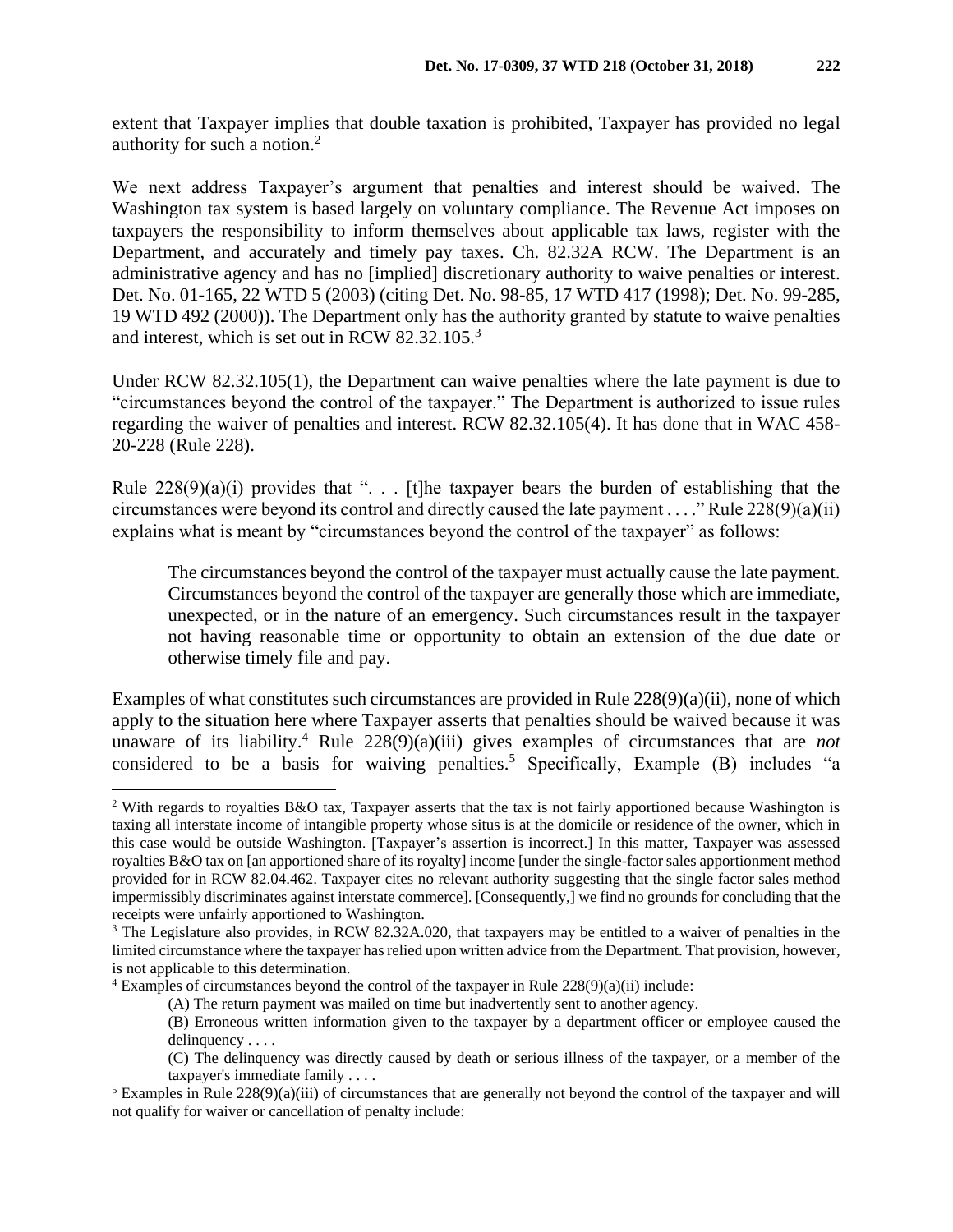extent that Taxpayer implies that double taxation is prohibited, Taxpayer has provided no legal authority for such a notion.[2]

We next address Taxpayer's argument that penalties and interest should be waived. The Washington tax system is based largely on voluntary compliance. The Revenue Act imposes on taxpayers the responsibility to inform themselves about applicable tax laws, register with the Department, and accurately and timely pay taxes. Ch. 82.32A RCW. The Department is an administrative agency and has no [implied] discretionary authority to waive penalties or interest. Det. No. 01-165, 22 WTD 5 (2003) (citing Det. No. 98-85, 17 WTD 417 (1998); Det. No. 99-285, 19 WTD 492 (2000)). The Department only has the authority granted by statute to waive penalties and interest, which is set out in RCW 82.32.105.[3]

Under RCW 82.32.105(1), the Department can waive penalties where the late payment is due to "circumstances beyond the control of the taxpayer." The Department is authorized to issue rules regarding the waiver of penalties and interest. RCW 82.32.105(4). It has done that in WAC 458-20-228 (Rule 228).

Rule 228(9)(a)(i) provides that ". . . [t]he taxpayer bears the burden of establishing that the circumstances were beyond its control and directly caused the late payment . . . ." Rule 228(9)(a)(ii) explains what is meant by "circumstances beyond the control of the taxpayer" as follows:

> The circumstances beyond the control of the taxpayer must actually cause the late payment. Circumstances beyond the control of the taxpayer are generally those which are immediate, unexpected, or in the nature of an emergency. Such circumstances result in the taxpayer not having reasonable time or opportunity to obtain an extension of the due date or otherwise timely file and pay.

Examples of what constitutes such circumstances are provided in Rule 228(9)(a)(ii), none of which apply to the situation here where Taxpayer asserts that penalties should be waived because it was unaware of its liability.[4] Rule 228(9)(a)(iii) gives examples of circumstances that are *not* considered to be a basis for waiving penalties.[5] Specifically, Example (B) includes "a

---

[2] With regards to royalties B&O tax, Taxpayer asserts that the tax is not fairly apportioned because Washington is taxing all interstate income of intangible property whose situs is at the domicile or residence of the owner, which in this case would be outside Washington. [Taxpayer's assertion is incorrect.] In this matter, Taxpayer was assessed royalties B&O tax on [an apportioned share of its royalty] income [under the single-factor sales apportionment method provided for in RCW 82.04.462. Taxpayer cites no relevant authority suggesting that the single factor sales method impermissibly discriminates against interstate commerce]. [Consequently,] we find no grounds for concluding that the receipts were unfairly apportioned to Washington.

[3] The Legislature also provides, in RCW 82.32A.020, that taxpayers may be entitled to a waiver of penalties in the limited circumstance where the taxpayer has relied upon written advice from the Department. That provision, however, is not applicable to this determination.

[4] Examples of circumstances beyond the control of the taxpayer in Rule 228(9)(a)(ii) include:

> (A) The return payment was mailed on time but inadvertently sent to another agency.
>
> (B) Erroneous written information given to the taxpayer by a department officer or employee caused the delinquency . . . .
>
> (C) The delinquency was directly caused by death or serious illness of the taxpayer, or a member of the taxpayer's immediate family . . . .

[5] Examples in Rule 228(9)(a)(iii) of circumstances that are generally not beyond the control of the taxpayer and will not qualify for waiver or cancellation of penalty include: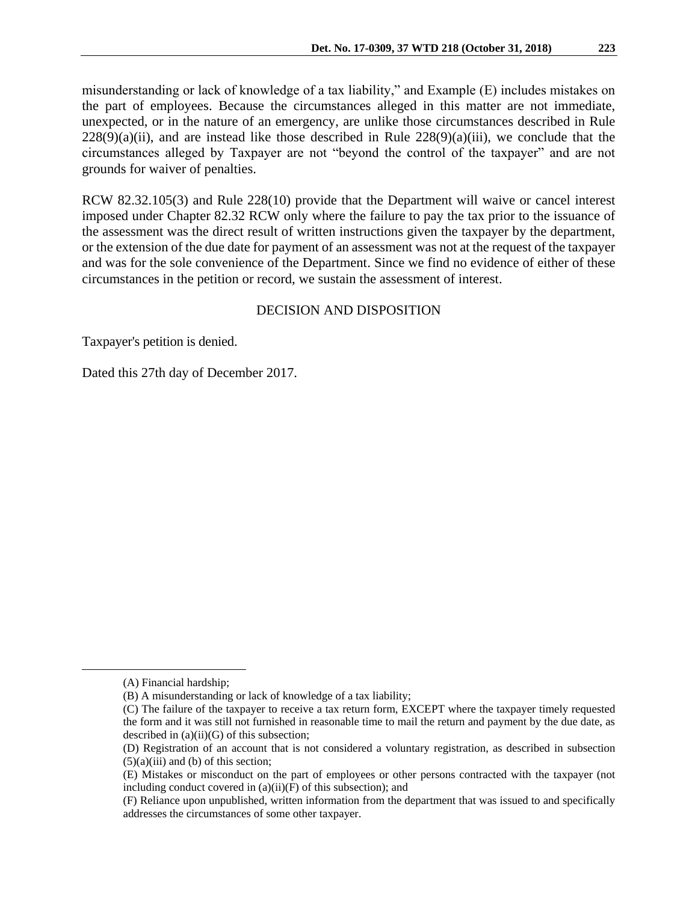misunderstanding or lack of knowledge of a tax liability," and Example (E) includes mistakes on the part of employees. Because the circumstances alleged in this matter are not immediate, unexpected, or in the nature of an emergency, are unlike those circumstances described in Rule 228(9)(a)(ii), and are instead like those described in Rule 228(9)(a)(iii), we conclude that the circumstances alleged by Taxpayer are not "beyond the control of the taxpayer" and are not grounds for waiver of penalties.

RCW 82.32.105(3) and Rule 228(10) provide that the Department will waive or cancel interest imposed under Chapter 82.32 RCW only where the failure to pay the tax prior to the issuance of the assessment was the direct result of written instructions given the taxpayer by the department, or the extension of the due date for payment of an assessment was not at the request of the taxpayer and was for the sole convenience of the Department. Since we find no evidence of either of these circumstances in the petition or record, we sustain the assessment of interest.

## DECISION AND DISPOSITION

Taxpayer's petition is denied.

Dated this 27th day of December 2017.

---

(A) Financial hardship;

(B) A misunderstanding or lack of knowledge of a tax liability;

(C) The failure of the taxpayer to receive a tax return form, EXCEPT where the taxpayer timely requested the form and it was still not furnished in reasonable time to mail the return and payment by the due date, as described in (a)(ii)(G) of this subsection;

(D) Registration of an account that is not considered a voluntary registration, as described in subsection (5)(a)(iii) and (b) of this section;

(E) Mistakes or misconduct on the part of employees or other persons contracted with the taxpayer (not including conduct covered in (a)(ii)(F) of this subsection); and

(F) Reliance upon unpublished, written information from the department that was issued to and specifically addresses the circumstances of some other taxpayer.